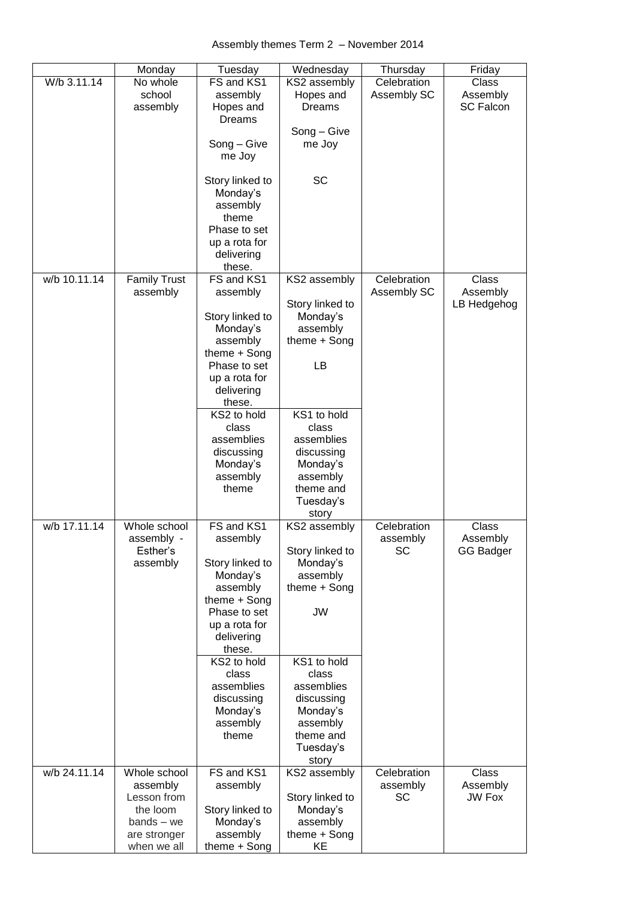Assembly themes Term 2 – November 2014

| | Monday | Tuesday | Wednesday | Thursday | Friday |
|---|---|---|---|---|---|
| W/b 3.11.14 | No whole school assembly | FS and KS1 assembly Hopes and Dreams<br><br>Song – Give me Joy<br><br>Story linked to Monday's assembly theme Phase to set up a rota for delivering these. | KS2 assembly Hopes and Dreams<br><br>Song – Give me Joy<br><br>SC | Celebration Assembly SC | Class Assembly SC Falcon |
| w/b 10.11.14 | Family Trust assembly | FS and KS1 assembly<br><br>Story linked to Monday's assembly theme + Song Phase to set up a rota for delivering these.<br><br>KS2 to hold class assemblies discussing Monday's assembly theme | KS2 assembly<br><br>Story linked to Monday's assembly theme + Song<br><br>LB<br><br>KS1 to hold class assemblies discussing Monday's assembly theme and Tuesday's story | Celebration Assembly SC | Class Assembly LB Hedgehog |
| w/b 17.11.14 | Whole school assembly - Esther's assembly | FS and KS1 assembly<br><br>Story linked to Monday's assembly theme + Song Phase to set up a rota for delivering these.<br><br>KS2 to hold class assemblies discussing Monday's assembly theme | KS2 assembly<br><br>Story linked to Monday's assembly theme + Song<br><br>JW<br><br>KS1 to hold class assemblies discussing Monday's assembly theme and Tuesday's story | Celebration assembly SC | Class Assembly GG Badger |
| w/b 24.11.14 | Whole school assembly Lesson from the loom bands – we are stronger when we all | FS and KS1 assembly<br><br>Story linked to Monday's assembly theme + Song | KS2 assembly<br><br>Story linked to Monday's assembly theme + Song KE | Celebration assembly SC | Class Assembly JW Fox |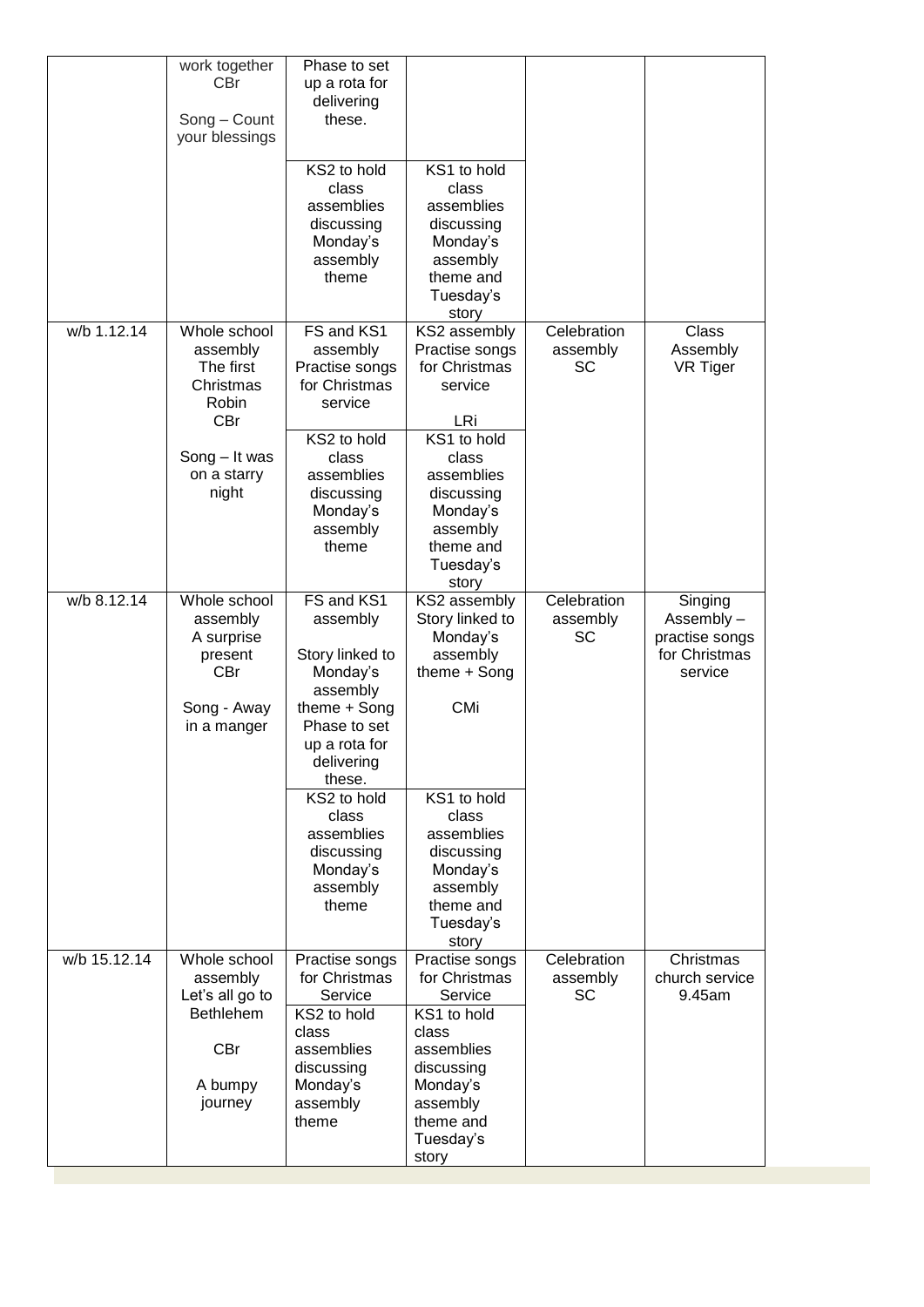| | | | | | |
|---|---|---|---|---|---|
| | work together CBr<br><br>Song – Count your blessings | Phase to set up a rota for delivering these. | | | |
| | | KS2 to hold class assemblies discussing Monday's assembly theme | KS1 to hold class assemblies discussing Monday's assembly theme and Tuesday's story | | |
| w/b 1.12.14 | Whole school assembly The first Christmas Robin CBr<br><br>Song – It was on a starry night | FS and KS1 assembly Practise songs for Christmas service | KS2 assembly Practise songs for Christmas service<br><br>LRi | Celebration assembly SC | Class Assembly VR Tiger |
| | | KS2 to hold class assemblies discussing Monday's assembly theme | KS1 to hold class assemblies discussing Monday's assembly theme and Tuesday's story | | |
| w/b 8.12.14 | Whole school assembly A surprise present CBr<br><br>Song - Away in a manger | FS and KS1 assembly<br><br>Story linked to Monday's assembly theme + Song Phase to set up a rota for delivering these. | KS2 assembly Story linked to Monday's assembly theme + Song<br><br>CMi | Celebration assembly SC | Singing Assembly – practise songs for Christmas service |
| | | KS2 to hold class assemblies discussing Monday's assembly theme | KS1 to hold class assemblies discussing Monday's assembly theme and Tuesday's story | | |
| w/b 15.12.14 | Whole school assembly Let's all go to Bethlehem<br><br>CBr<br><br>A bumpy journey | Practise songs for Christmas Service | Practise songs for Christmas Service | Celebration assembly SC | Christmas church service 9.45am |
| | | KS2 to hold class assemblies discussing Monday's assembly theme | KS1 to hold class assemblies discussing Monday's assembly theme and Tuesday's story | | |